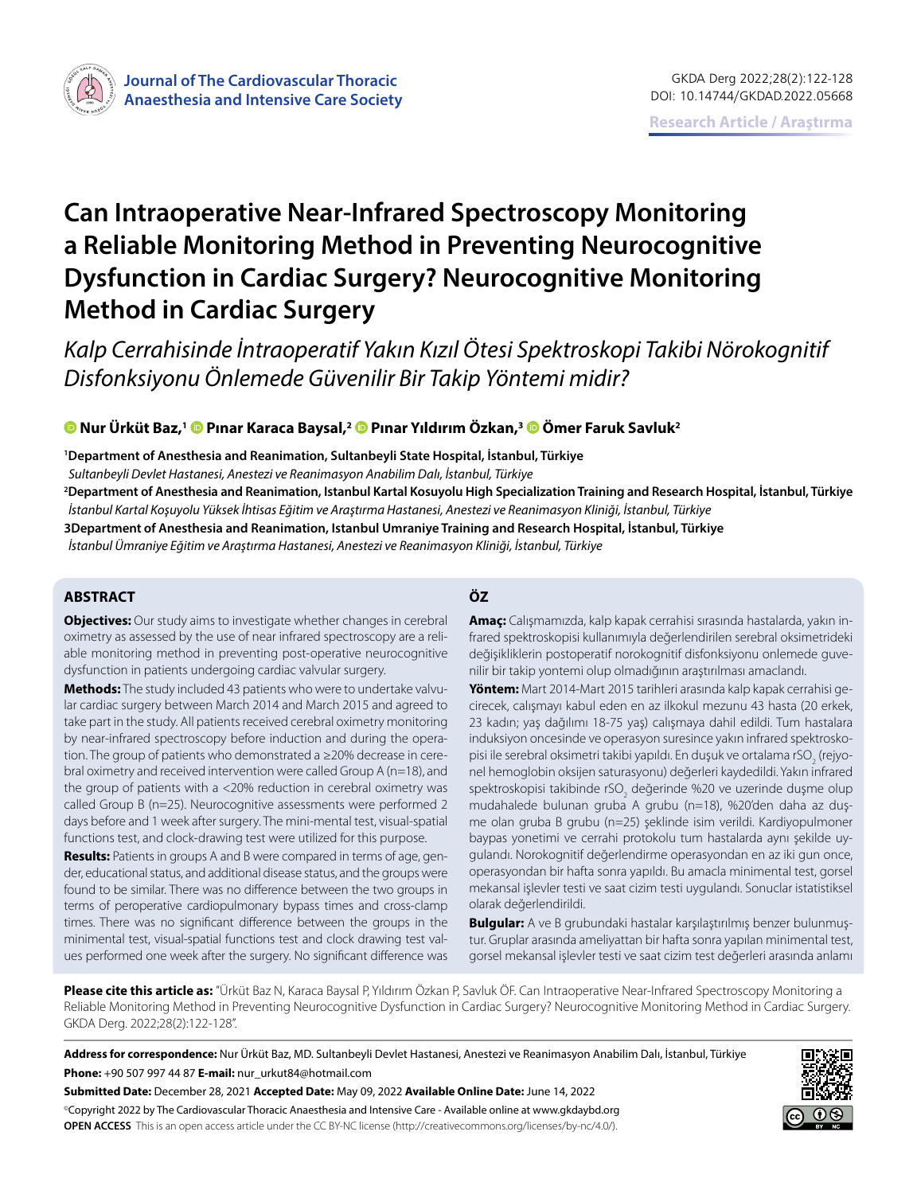Journal of The Cardiovascular Thoracic Anaesthesia and Intensive Care Society

GKDA Derg 2022;28(2):122-128
DOI: 10.14744/GKDAD.2022.05668

Research Article / Araştırma

# Can Intraoperative Near-Infrared Spectroscopy Monitoring a Reliable Monitoring Method in Preventing Neurocognitive Dysfunction in Cardiac Surgery? Neurocognitive Monitoring Method in Cardiac Surgery

*Kalp Cerrahisinde İntraoperatif Yakın Kızıl Ötesi Spektroskopi Takibi Nörokognitif Disfonksiyonu Önlemede Güvenilir Bir Takip Yöntemi midir?*

**Nur Ürküt Baz,[1] Pınar Karaca Baysal,[2] Pınar Yıldırım Özkan,[3] Ömer Faruk Savluk[2]**

[1]**Department of Anesthesia and Reanimation, Sultanbeyli State Hospital, İstanbul, Türkiye**
*Sultanbeyli Devlet Hastanesi, Anestezi ve Reanimasyon Anabilim Dalı, İstanbul, Türkiye*

[2]**Department of Anesthesia and Reanimation, Istanbul Kartal Kosuyolu High Specialization Training and Research Hospital, İstanbul, Türkiye**
*İstanbul Kartal Koşuyolu Yüksek İhtisas Eğitim ve Araştırma Hastanesi, Anestezi ve Reanimasyon Kliniği, İstanbul, Türkiye*

3**Department of Anesthesia and Reanimation, Istanbul Umraniye Training and Research Hospital, İstanbul, Türkiye**
*İstanbul Ümraniye Eğitim ve Araştırma Hastanesi, Anestezi ve Reanimasyon Kliniği, İstanbul, Türkiye*

## ABSTRACT

**Objectives:** Our study aims to investigate whether changes in cerebral oximetry as assessed by the use of near infrared spectroscopy are a reliable monitoring method in preventing post-operative neurocognitive dysfunction in patients undergoing cardiac valvular surgery.

**Methods:** The study included 43 patients who were to undertake valvular cardiac surgery between March 2014 and March 2015 and agreed to take part in the study. All patients received cerebral oximetry monitoring by near-infrared spectroscopy before induction and during the operation. The group of patients who demonstrated a ≥20% decrease in cerebral oximetry and received intervention were called Group A (n=18), and the group of patients with a <20% reduction in cerebral oximetry was called Group B (n=25). Neurocognitive assessments were performed 2 days before and 1 week after surgery. The mini-mental test, visual-spatial functions test, and clock-drawing test were utilized for this purpose.

**Results:** Patients in groups A and B were compared in terms of age, gender, educational status, and additional disease status, and the groups were found to be similar. There was no difference between the two groups in terms of peroperative cardiopulmonary bypass times and cross-clamp times. There was no significant difference between the groups in the minimental test, visual-spatial functions test and clock drawing test values performed one week after the surgery. No significant difference was

## ÖZ

**Amaç:** Calışmamızda, kalp kapak cerrahisi sırasında hastalarda, yakın infrared spektroskopisi kullanımıyla değerlendirilen serebral oksimetrideki değişikliklerin postoperatif norokognitif disfonksiyonu onlemede guvenilir bir takip yontemi olup olmadığının araştırılması amaclandı.

**Yöntem:** Mart 2014-Mart 2015 tarihleri arasında kalp kapak cerrahisi gecirecek, calışmayı kabul eden en az ilkokul mezunu 43 hasta (20 erkek, 23 kadın; yaş dağılımı 18-75 yaş) calışmaya dahil edildi. Tum hastalara induksiyon oncesinde ve operasyon suresince yakın infrared spektroskopisi ile serebral oksimetri takibi yapıldı. En duşuk ve ortalama $rSO_2$ (rejyonel hemoglobin oksijen saturasyonu) değerleri kaydedildi. Yakın infrared spektroskopisi takibinde $rSO_2$ değerinde %20 ve uzerinde duşme olup mudahalede bulunan gruba A grubu (n=18), %20'den daha az duşme olan gruba B grubu (n=25) şeklinde isim verildi. Kardiyopulmoner baypas yonetimi ve cerrahi protokolu tum hastalarda aynı şekilde uygulandı. Norokognitif değerlendirme operasyondan en az iki gun once, operasyondan bir hafta sonra yapıldı. Bu amacla minimental test, gorsel mekansal işlevler testi ve saat cizim testi uygulandı. Sonuclar istatistiksel olarak değerlendirildi.

**Bulgular:** A ve B grubundaki hastalar karşılaştırılmış benzer bulunmuştur. Gruplar arasında ameliyattan bir hafta sonra yapılan minimental test, gorsel mekansal işlevler testi ve saat cizim test değerleri arasında anlamı

**Please cite this article as:** "Ürküt Baz N, Karaca Baysal P, Yıldırım Özkan P, Savluk ÖF. Can Intraoperative Near-Infrared Spectroscopy Monitoring a Reliable Monitoring Method in Preventing Neurocognitive Dysfunction in Cardiac Surgery? Neurocognitive Monitoring Method in Cardiac Surgery. GKDA Derg. 2022;28(2):122-128".

**Address for correspondence:** Nur Ürküt Baz, MD. Sultanbeyli Devlet Hastanesi, Anestezi ve Reanimasyon Anabilim Dalı, İstanbul, Türkiye
**Phone:** +90 507 997 44 87 **E-mail:** nur_urkut84@hotmail.com

**Submitted Date:** December 28, 2021 **Accepted Date:** May 09, 2022 **Available Online Date:** June 14, 2022

©Copyright 2022 by The Cardiovascular Thoracic Anaesthesia and Intensive Care - Available online at www.gkdaybd.org
**OPEN ACCESS** This is an open access article under the CC BY-NC license (http://creativecommons.org/licenses/by-nc/4.0/).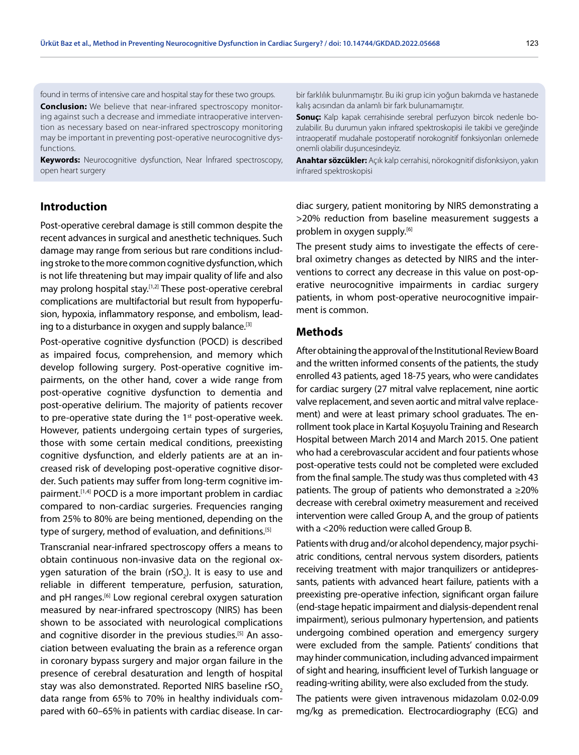found in terms of intensive care and hospital stay for these two groups.

**Conclusion:** We believe that near-infrared spectroscopy monitoring against such a decrease and immediate intraoperative intervention as necessary based on near-infrared spectroscopy monitoring may be important in preventing post-operative neurocognitive dysfunctions.

**Keywords:** Neurocognitive dysfunction, Near İnfrared spectroscopy, open heart surgery

bir farklılık bulunmamıştır. Bu iki grup icin yoğun bakımda ve hastanede kalış acısından da anlamlı bir fark bulunamamıştır.

**Sonuç:** Kalp kapak cerrahisinde serebral perfuzyon bircok nedenle bozulabilir. Bu durumun yakın infrared spektroskopisi ile takibi ve gereğinde intraoperatif mudahale postoperatif norokognitif fonksiyonları onlemede onemli olabilir duşuncesindeyiz.

**Anahtar sözcükler:** Açık kalp cerrahisi, nörokognitif disfonksiyon, yakın infrared spektroskopisi

## Introduction

Post-operative cerebral damage is still common despite the recent advances in surgical and anesthetic techniques. Such damage may range from serious but rare conditions including stroke to the more common cognitive dysfunction, which is not life threatening but may impair quality of life and also may prolong hospital stay.[1,2] These post-operative cerebral complications are multifactorial but result from hypoperfusion, hypoxia, inflammatory response, and embolism, leading to a disturbance in oxygen and supply balance.[3]

Post-operative cognitive dysfunction (POCD) is described as impaired focus, comprehension, and memory which develop following surgery. Post-operative cognitive impairments, on the other hand, cover a wide range from post-operative cognitive dysfunction to dementia and post-operative delirium. The majority of patients recover to pre-operative state during the 1st post-operative week. However, patients undergoing certain types of surgeries, those with some certain medical conditions, preexisting cognitive dysfunction, and elderly patients are at an increased risk of developing post-operative cognitive disorder. Such patients may suffer from long-term cognitive impairment.[1,4] POCD is a more important problem in cardiac compared to non-cardiac surgeries. Frequencies ranging from 25% to 80% are being mentioned, depending on the type of surgery, method of evaluation, and definitions.[5]

Transcranial near-infrared spectroscopy offers a means to obtain continuous non-invasive data on the regional oxygen saturation of the brain ($rSO_2$). It is easy to use and reliable in different temperature, perfusion, saturation, and pH ranges.[6] Low regional cerebral oxygen saturation measured by near-infrared spectroscopy (NIRS) has been shown to be associated with neurological complications and cognitive disorder in the previous studies.[5] An association between evaluating the brain as a reference organ in coronary bypass surgery and major organ failure in the presence of cerebral desaturation and length of hospital stay was also demonstrated. Reported NIRS baseline $rSO_2$ data range from 65% to 70% in healthy individuals compared with 60–65% in patients with cardiac disease. In cardiac surgery, patient monitoring by NIRS demonstrating a >20% reduction from baseline measurement suggests a problem in oxygen supply.[6]

The present study aims to investigate the effects of cerebral oximetry changes as detected by NIRS and the interventions to correct any decrease in this value on post-operative neurocognitive impairments in cardiac surgery patients, in whom post-operative neurocognitive impairment is common.

## Methods

After obtaining the approval of the Institutional Review Board and the written informed consents of the patients, the study enrolled 43 patients, aged 18-75 years, who were candidates for cardiac surgery (27 mitral valve replacement, nine aortic valve replacement, and seven aortic and mitral valve replacement) and were at least primary school graduates. The enrollment took place in Kartal Koşuyolu Training and Research Hospital between March 2014 and March 2015. One patient who had a cerebrovascular accident and four patients whose post-operative tests could not be completed were excluded from the final sample. The study was thus completed with 43 patients. The group of patients who demonstrated a ≥20% decrease with cerebral oximetry measurement and received intervention were called Group A, and the group of patients with a <20% reduction were called Group B.

Patients with drug and/or alcohol dependency, major psychiatric conditions, central nervous system disorders, patients receiving treatment with major tranquilizers or antidepressants, patients with advanced heart failure, patients with a preexisting pre-operative infection, significant organ failure (end-stage hepatic impairment and dialysis-dependent renal impairment), serious pulmonary hypertension, and patients undergoing combined operation and emergency surgery were excluded from the sample. Patients' conditions that may hinder communication, including advanced impairment of sight and hearing, insufficient level of Turkish language or reading-writing ability, were also excluded from the study.

The patients were given intravenous midazolam 0.02-0.09 mg/kg as premedication. Electrocardiography (ECG) and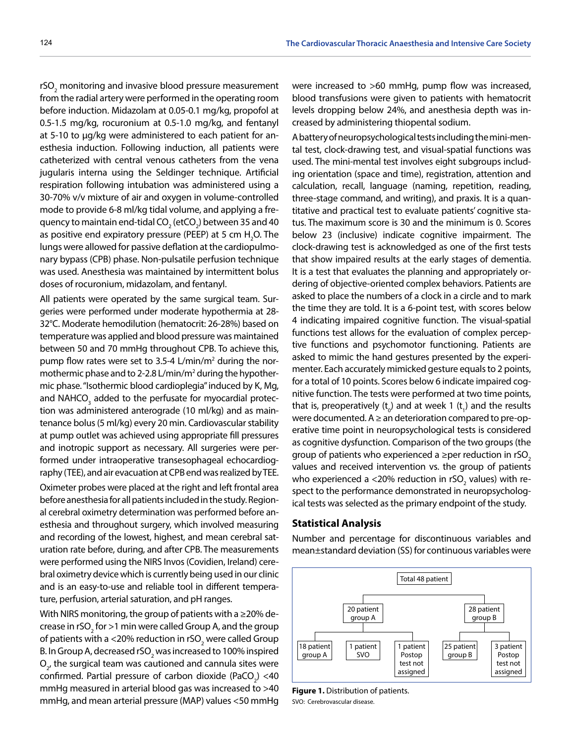$rSO_2$ monitoring and invasive blood pressure measurement from the radial artery were performed in the operating room before induction. Midazolam at 0.05-0.1 mg/kg, propofol at 0.5-1.5 mg/kg, rocuronium at 0.5-1.0 mg/kg, and fentanyl at 5-10 to µg/kg were administered to each patient for anesthesia induction. Following induction, all patients were catheterized with central venous catheters from the vena jugularis interna using the Seldinger technique. Artificial respiration following intubation was administered using a 30-70% v/v mixture of air and oxygen in volume-controlled mode to provide 6-8 ml/kg tidal volume, and applying a frequency to maintain end-tidal $CO_2$ ($etCO_2$) between 35 and 40 as positive end expiratory pressure (PEEP) at 5 cm $H_2O$. The lungs were allowed for passive deflation at the cardiopulmonary bypass (CPB) phase. Non-pulsatile perfusion technique was used. Anesthesia was maintained by intermittent bolus doses of rocuronium, midazolam, and fentanyl.

All patients were operated by the same surgical team. Surgeries were performed under moderate hypothermia at 28-32°C. Moderate hemodilution (hematocrit: 26-28%) based on temperature was applied and blood pressure was maintained between 50 and 70 mmHg throughout CPB. To achieve this, pump flow rates were set to 3.5-4 L/min/m$^2$ during the normothermic phase and to 2-2.8 L/min/m$^2$ during the hypothermic phase. "Isothermic blood cardioplegia" induced by K, Mg, and $NAHCO_3$ added to the perfusate for myocardial protection was administered anterograde (10 ml/kg) and as maintenance bolus (5 ml/kg) every 20 min. Cardiovascular stability at pump outlet was achieved using appropriate fill pressures and inotropic support as necessary. All surgeries were performed under intraoperative transesophageal echocardiography (TEE), and air evacuation at CPB end was realized by TEE.

Oximeter probes were placed at the right and left frontal area before anesthesia for all patients included in the study. Regional cerebral oximetry determination was performed before anesthesia and throughout surgery, which involved measuring and recording of the lowest, highest, and mean cerebral saturation rate before, during, and after CPB. The measurements were performed using the NIRS Invos (Covidien, Ireland) cerebral oximetry device which is currently being used in our clinic and is an easy-to-use and reliable tool in different temperature, perfusion, arterial saturation, and pH ranges.

With NIRS monitoring, the group of patients with a ≥20% decrease in $rSO_2$ for >1 min were called Group A, and the group of patients with a <20% reduction in $rSO_2$ were called Group B. In Group A, decreased $rSO_2$ was increased to 100% inspired $O_2$, the surgical team was cautioned and cannula sites were confirmed. Partial pressure of carbon dioxide ($PaCO_2$) <40 mmHg measured in arterial blood gas was increased to >40 mmHg, and mean arterial pressure (MAP) values <50 mmHg were increased to >60 mmHg, pump flow was increased, blood transfusions were given to patients with hematocrit levels dropping below 24%, and anesthesia depth was increased by administering thiopental sodium.

A battery of neuropsychological tests including the mini-mental test, clock-drawing test, and visual-spatial functions was used. The mini-mental test involves eight subgroups including orientation (space and time), registration, attention and calculation, recall, language (naming, repetition, reading, three-stage command, and writing), and praxis. It is a quantitative and practical test to evaluate patients' cognitive status. The maximum score is 30 and the minimum is 0. Scores below 23 (inclusive) indicate cognitive impairment. The clock-drawing test is acknowledged as one of the first tests that show impaired results at the early stages of dementia. It is a test that evaluates the planning and appropriately ordering of objective-oriented complex behaviors. Patients are asked to place the numbers of a clock in a circle and to mark the time they are told. It is a 6-point test, with scores below 4 indicating impaired cognitive function. The visual-spatial functions test allows for the evaluation of complex perceptive functions and psychomotor functioning. Patients are asked to mimic the hand gestures presented by the experimenter. Each accurately mimicked gesture equals to 2 points, for a total of 10 points. Scores below 6 indicate impaired cognitive function. The tests were performed at two time points, that is, preoperatively ($t_0$) and at week 1 ($t_1$) and the results were documented. A ≥ an deterioration compared to pre-operative time point in neuropsychological tests is considered as cognitive dysfunction. Comparison of the two groups (the group of patients who experienced a ≥per reduction in $rSO_2$ values and received intervention vs. the group of patients who experienced a <20% reduction in $rSO_2$ values) with respect to the performance demonstrated in neuropsychological tests was selected as the primary endpoint of the study.

## Statistical Analysis

Number and percentage for discontinuous variables and mean±standard deviation (SS) for continuous variables were

Total 48 patient
- 20 patient group A
  - 18 patient group A
  - 1 patient SVO
  - 1 patient Postop test not assigned
- 28 patient group B
  - 25 patient group B
  - 3 patient Postop test not assigned

**Figure 1.** Distribution of patients.

SVO: Cerebrovascular disease.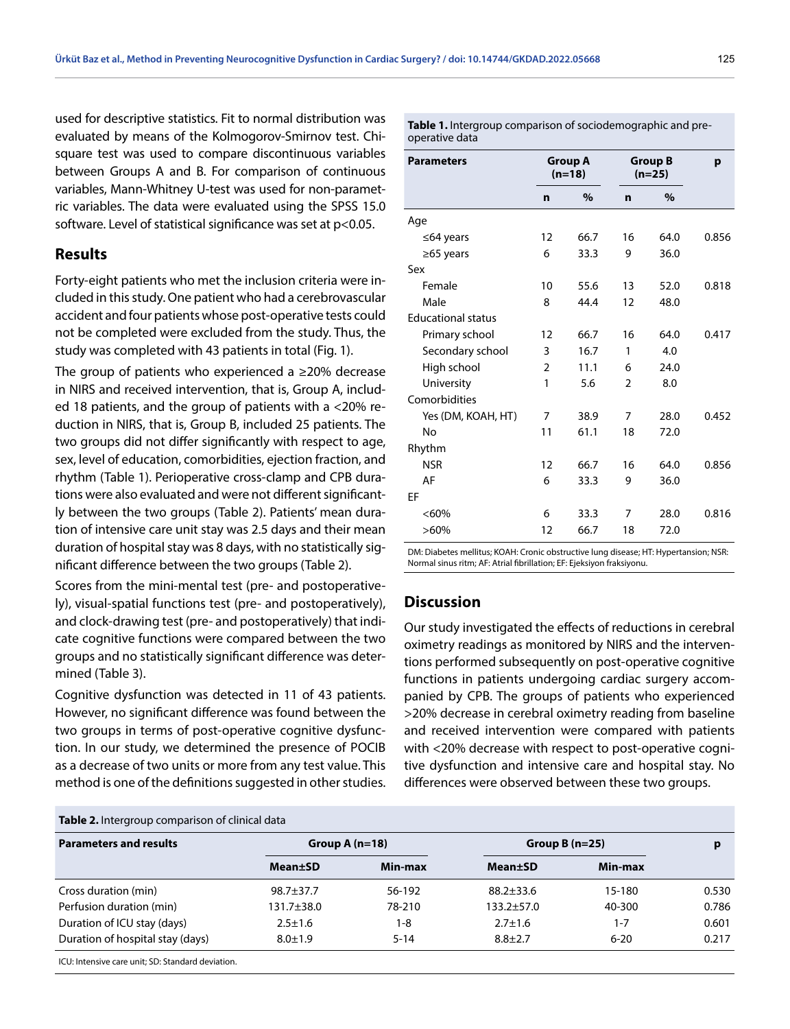used for descriptive statistics. Fit to normal distribution was evaluated by means of the Kolmogorov-Smirnov test. Chi-square test was used to compare discontinuous variables between Groups A and B. For comparison of continuous variables, Mann-Whitney U-test was used for non-parametric variables. The data were evaluated using the SPSS 15.0 software. Level of statistical significance was set at $p<0.05$.

## Results

Forty-eight patients who met the inclusion criteria were included in this study. One patient who had a cerebrovascular accident and four patients whose post-operative tests could not be completed were excluded from the study. Thus, the study was completed with 43 patients in total (Fig. 1).

The group of patients who experienced a ≥20% decrease in NIRS and received intervention, that is, Group A, included 18 patients, and the group of patients with a <20% reduction in NIRS, that is, Group B, included 25 patients. The two groups did not differ significantly with respect to age, sex, level of education, comorbidities, ejection fraction, and rhythm (Table 1). Perioperative cross-clamp and CPB durations were also evaluated and were not different significantly between the two groups (Table 2). Patients' mean duration of intensive care unit stay was 2.5 days and their mean duration of hospital stay was 8 days, with no statistically significant difference between the two groups (Table 2).

Scores from the mini-mental test (pre- and postoperatively), visual-spatial functions test (pre- and postoperatively), and clock-drawing test (pre- and postoperatively) that indicate cognitive functions were compared between the two groups and no statistically significant difference was determined (Table 3).

Cognitive dysfunction was detected in 11 of 43 patients. However, no significant difference was found between the two groups in terms of post-operative cognitive dysfunction. In our study, we determined the presence of POCIB as a decrease of two units or more from any test value. This method is one of the definitions suggested in other studies.

**Table 1.** Intergroup comparison of sociodemographic and pre-operative data

| Parameters | Group A (n=18) | | Group B (n=25) | | p |
|---|---|---|---|---|---|
| | n | % | n | % | |
| Age | | | | | |
| ≤64 years | 12 | 66.7 | 16 | 64.0 | 0.856 |
| ≥65 years | 6 | 33.3 | 9 | 36.0 | |
| Sex | | | | | |
| Female | 10 | 55.6 | 13 | 52.0 | 0.818 |
| Male | 8 | 44.4 | 12 | 48.0 | |
| Educational status | | | | | |
| Primary school | 12 | 66.7 | 16 | 64.0 | 0.417 |
| Secondary school | 3 | 16.7 | 1 | 4.0 | |
| High school | 2 | 11.1 | 6 | 24.0 | |
| University | 1 | 5.6 | 2 | 8.0 | |
| Comorbidities | | | | | |
| Yes (DM, KOAH, HT) | 7 | 38.9 | 7 | 28.0 | 0.452 |
| No | 11 | 61.1 | 18 | 72.0 | |
| Rhythm | | | | | |
| NSR | 12 | 66.7 | 16 | 64.0 | 0.856 |
| AF | 6 | 33.3 | 9 | 36.0 | |
| EF | | | | | |
| <60% | 6 | 33.3 | 7 | 28.0 | 0.816 |
| >60% | 12 | 66.7 | 18 | 72.0 | |

DM: Diabetes mellitus; KOAH: Cronic obstructive lung disease; HT: Hypertansion; NSR: Normal sinus ritm; AF: Atrial fibrillation; EF: Ejeksiyon fraksiyonu.

## Discussion

Our study investigated the effects of reductions in cerebral oximetry readings as monitored by NIRS and the interventions performed subsequently on post-operative cognitive functions in patients undergoing cardiac surgery accompanied by CPB. The groups of patients who experienced >20% decrease in cerebral oximetry reading from baseline and received intervention were compared with patients with <20% decrease with respect to post-operative cognitive dysfunction and intensive care and hospital stay. No differences were observed between these two groups.

**Table 2.** Intergroup comparison of clinical data

| Parameters and results | Group A (n=18) | | Group B (n=25) | | p |
|---|---|---|---|---|---|
| | Mean±SD | Min-max | Mean±SD | Min-max | |
| Cross duration (min) | 98.7±37.7 | 56-192 | 88.2±33.6 | 15-180 | 0.530 |
| Perfusion duration (min) | 131.7±38.0 | 78-210 | 133.2±57.0 | 40-300 | 0.786 |
| Duration of ICU stay (days) | 2.5±1.6 | 1-8 | 2.7±1.6 | 1-7 | 0.601 |
| Duration of hospital stay (days) | 8.0±1.9 | 5-14 | 8.8±2.7 | 6-20 | 0.217 |

ICU: Intensive care unit; SD: Standard deviation.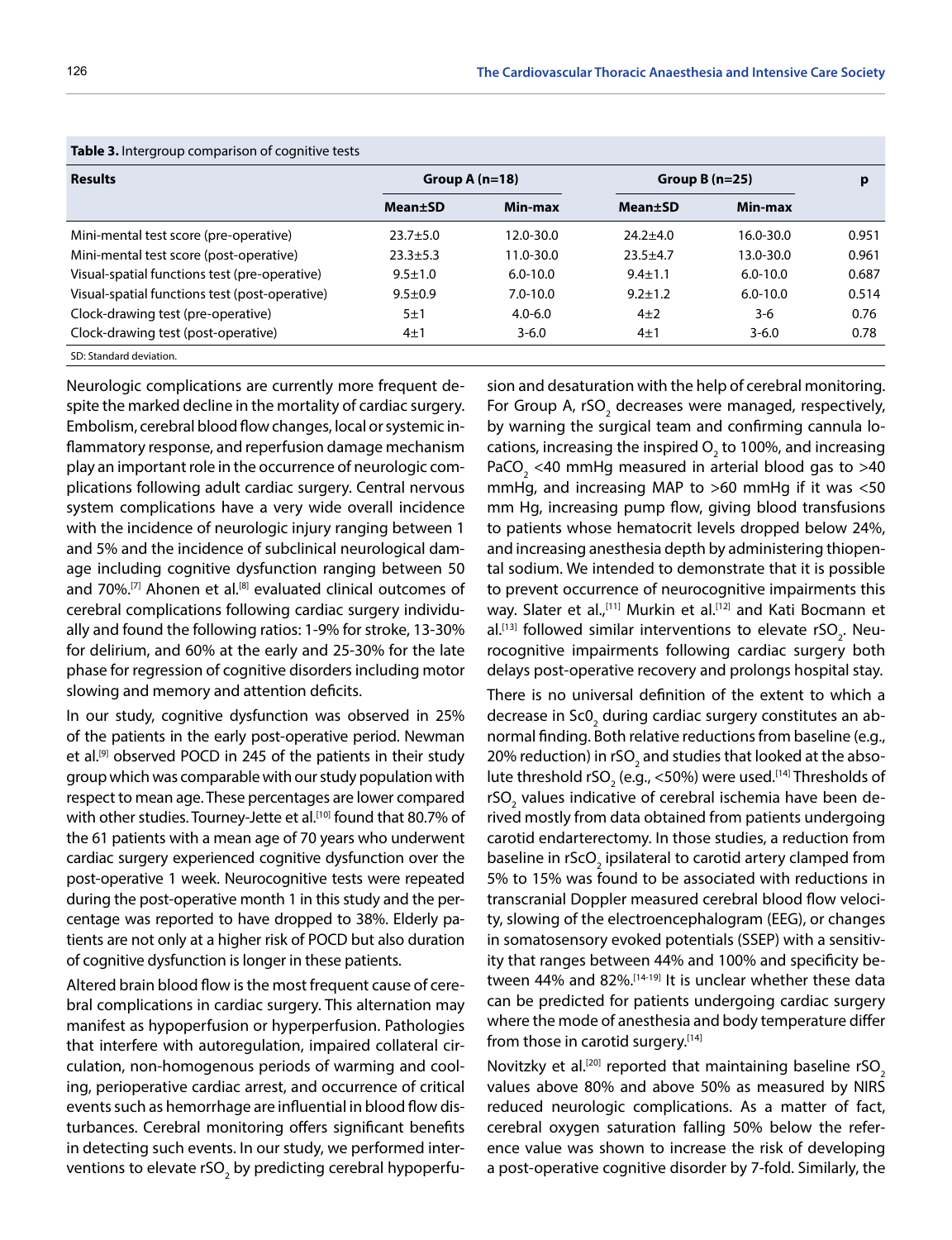**Table 3.** Intergroup comparison of cognitive tests

| Results | Group A (n=18) | | Group B (n=25) | | p |
|---|---|---|---|---|---|
| | Mean±SD | Min-max | Mean±SD | Min-max | |
| Mini-mental test score (pre-operative) | 23.7±5.0 | 12.0-30.0 | 24.2±4.0 | 16.0-30.0 | 0.951 |
| Mini-mental test score (post-operative) | 23.3±5.3 | 11.0-30.0 | 23.5±4.7 | 13.0-30.0 | 0.961 |
| Visual-spatial functions test (pre-operative) | 9.5±1.0 | 6.0-10.0 | 9.4±1.1 | 6.0-10.0 | 0.687 |
| Visual-spatial functions test (post-operative) | 9.5±0.9 | 7.0-10.0 | 9.2±1.2 | 6.0-10.0 | 0.514 |
| Clock-drawing test (pre-operative) | 5±1 | 4.0-6.0 | 4±2 | 3-6 | 0.76 |
| Clock-drawing test (post-operative) | 4±1 | 3-6.0 | 4±1 | 3-6.0 | 0.78 |

SD: Standard deviation.

Neurologic complications are currently more frequent despite the marked decline in the mortality of cardiac surgery. Embolism, cerebral blood flow changes, local or systemic inflammatory response, and reperfusion damage mechanism play an important role in the occurrence of neurologic complications following adult cardiac surgery. Central nervous system complications have a very wide overall incidence with the incidence of neurologic injury ranging between 1 and 5% and the incidence of subclinical neurological damage including cognitive dysfunction ranging between 50 and 70%.[7] Ahonen et al.[8] evaluated clinical outcomes of cerebral complications following cardiac surgery individually and found the following ratios: 1-9% for stroke, 13-30% for delirium, and 60% at the early and 25-30% for the late phase for regression of cognitive disorders including motor slowing and memory and attention deficits.

In our study, cognitive dysfunction was observed in 25% of the patients in the early post-operative period. Newman et al.[9] observed POCD in 245 of the patients in their study group which was comparable with our study population with respect to mean age. These percentages are lower compared with other studies. Tourney-Jette et al.[10] found that 80.7% of the 61 patients with a mean age of 70 years who underwent cardiac surgery experienced cognitive dysfunction over the post-operative 1 week. Neurocognitive tests were repeated during the post-operative month 1 in this study and the percentage was reported to have dropped to 38%. Elderly patients are not only at a higher risk of POCD but also duration of cognitive dysfunction is longer in these patients.

Altered brain blood flow is the most frequent cause of cerebral complications in cardiac surgery. This alternation may manifest as hypoperfusion or hyperperfusion. Pathologies that interfere with autoregulation, impaired collateral circulation, non-homogenous periods of warming and cooling, perioperative cardiac arrest, and occurrence of critical events such as hemorrhage are influential in blood flow disturbances. Cerebral monitoring offers significant benefits in detecting such events. In our study, we performed interventions to elevate $rSO_2$ by predicting cerebral hypoperfusion and desaturation with the help of cerebral monitoring. For Group A, $rSO_2$ decreases were managed, respectively, by warning the surgical team and confirming cannula locations, increasing the inspired $O_2$ to 100%, and increasing $PaCO_2$ <40 mmHg measured in arterial blood gas to >40 mmHg, and increasing MAP to >60 mmHg if it was <50 mm Hg, increasing pump flow, giving blood transfusions to patients whose hematocrit levels dropped below 24%, and increasing anesthesia depth by administering thiopental sodium. We intended to demonstrate that it is possible to prevent occurrence of neurocognitive impairments this way. Slater et al.,[11] Murkin et al.[12] and Kati Bocmann et al.[13] followed similar interventions to elevate $rSO_2$. Neurocognitive impairments following cardiac surgery both delays post-operative recovery and prolongs hospital stay.

There is no universal definition of the extent to which a decrease in $Sc0_2$ during cardiac surgery constitutes an abnormal finding. Both relative reductions from baseline (e.g., 20% reduction) in $rSO_2$ and studies that looked at the absolute threshold $rSO_2$ (e.g., <50%) were used.[14] Thresholds of $rSO_2$ values indicative of cerebral ischemia have been derived mostly from data obtained from patients undergoing carotid endarterectomy. In those studies, a reduction from baseline in $rScO_2$ ipsilateral to carotid artery clamped from 5% to 15% was found to be associated with reductions in transcranial Doppler measured cerebral blood flow velocity, slowing of the electroencephalogram (EEG), or changes in somatosensory evoked potentials (SSEP) with a sensitivity that ranges between 44% and 100% and specificity between 44% and 82%.[14-19] It is unclear whether these data can be predicted for patients undergoing cardiac surgery where the mode of anesthesia and body temperature differ from those in carotid surgery.[14]

Novitzky et al.[20] reported that maintaining baseline $rSO_2$ values above 80% and above 50% as measured by NIRS reduced neurologic complications. As a matter of fact, cerebral oxygen saturation falling 50% below the reference value was shown to increase the risk of developing a post-operative cognitive disorder by 7-fold. Similarly, the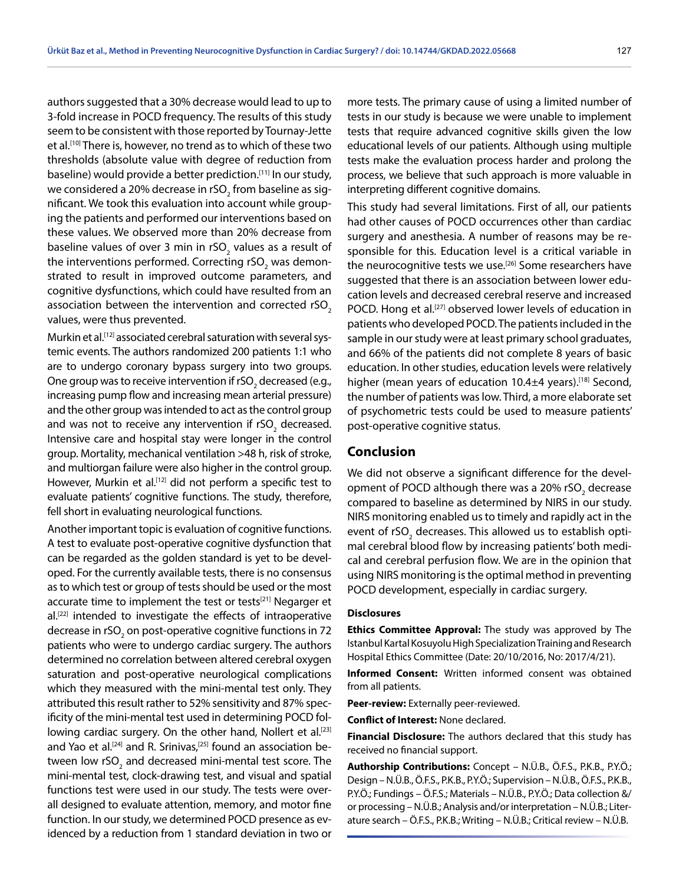authors suggested that a 30% decrease would lead to up to 3-fold increase in POCD frequency. The results of this study seem to be consistent with those reported by Tournay-Jette et al.[10] There is, however, no trend as to which of these two thresholds (absolute value with degree of reduction from baseline) would provide a better prediction.[11] In our study, we considered a 20% decrease in $rSO_2$ from baseline as significant. We took this evaluation into account while grouping the patients and performed our interventions based on these values. We observed more than 20% decrease from baseline values of over 3 min in $rSO_2$ values as a result of the interventions performed. Correcting $rSO_2$ was demonstrated to result in improved outcome parameters, and cognitive dysfunctions, which could have resulted from an association between the intervention and corrected $rSO_2$ values, were thus prevented.

Murkin et al.[12] associated cerebral saturation with several systemic events. The authors randomized 200 patients 1:1 who are to undergo coronary bypass surgery into two groups. One group was to receive intervention if $rSO_2$ decreased (e.g., increasing pump flow and increasing mean arterial pressure) and the other group was intended to act as the control group and was not to receive any intervention if $rSO_2$ decreased. Intensive care and hospital stay were longer in the control group. Mortality, mechanical ventilation >48 h, risk of stroke, and multiorgan failure were also higher in the control group. However, Murkin et al.[12] did not perform a specific test to evaluate patients' cognitive functions. The study, therefore, fell short in evaluating neurological functions.

Another important topic is evaluation of cognitive functions. A test to evaluate post-operative cognitive dysfunction that can be regarded as the golden standard is yet to be developed. For the currently available tests, there is no consensus as to which test or group of tests should be used or the most accurate time to implement the test or tests[21] Negarger et al.[22] intended to investigate the effects of intraoperative decrease in $rSO_2$ on post-operative cognitive functions in 72 patients who were to undergo cardiac surgery. The authors determined no correlation between altered cerebral oxygen saturation and post-operative neurological complications which they measured with the mini-mental test only. They attributed this result rather to 52% sensitivity and 87% specificity of the mini-mental test used in determining POCD following cardiac surgery. On the other hand, Nollert et al.[23] and Yao et al.[24] and R. Srinivas,[25] found an association between low $rSO_2$ and decreased mini-mental test score. The mini-mental test, clock-drawing test, and visual and spatial functions test were used in our study. The tests were overall designed to evaluate attention, memory, and motor fine function. In our study, we determined POCD presence as evidenced by a reduction from 1 standard deviation in two or more tests. The primary cause of using a limited number of tests in our study is because we were unable to implement tests that require advanced cognitive skills given the low educational levels of our patients. Although using multiple tests make the evaluation process harder and prolong the process, we believe that such approach is more valuable in interpreting different cognitive domains.

This study had several limitations. First of all, our patients had other causes of POCD occurrences other than cardiac surgery and anesthesia. A number of reasons may be responsible for this. Education level is a critical variable in the neurocognitive tests we use.[26] Some researchers have suggested that there is an association between lower education levels and decreased cerebral reserve and increased POCD. Hong et al.[27] observed lower levels of education in patients who developed POCD. The patients included in the sample in our study were at least primary school graduates, and 66% of the patients did not complete 8 years of basic education. In other studies, education levels were relatively higher (mean years of education 10.4±4 years).[18] Second, the number of patients was low. Third, a more elaborate set of psychometric tests could be used to measure patients' post-operative cognitive status.

## Conclusion

We did not observe a significant difference for the development of POCD although there was a 20% $rSO_2$ decrease compared to baseline as determined by NIRS in our study. NIRS monitoring enabled us to timely and rapidly act in the event of $rSO_2$ decreases. This allowed us to establish optimal cerebral blood flow by increasing patients' both medical and cerebral perfusion flow. We are in the opinion that using NIRS monitoring is the optimal method in preventing POCD development, especially in cardiac surgery.

### Disclosures

**Ethics Committee Approval:** The study was approved by The Istanbul Kartal Kosuyolu High Specialization Training and Research Hospital Ethics Committee (Date: 20/10/2016, No: 2017/4/21).

**Informed Consent:** Written informed consent was obtained from all patients.

**Peer-review:** Externally peer-reviewed.

**Conflict of Interest:** None declared.

**Financial Disclosure:** The authors declared that this study has received no financial support.

**Authorship Contributions:** Concept – N.Ü.B., Ö.F.S., P.K.B., P.Y.Ö.; Design – N.Ü.B., Ö.F.S., P.K.B., P.Y.Ö.; Supervision – N.Ü.B., Ö.F.S., P.K.B., P.Y.Ö.; Fundings – Ö.F.S.; Materials – N.Ü.B., P.Y.Ö.; Data collection &/ or processing – N.Ü.B.; Analysis and/or interpretation – N.Ü.B.; Literature search – Ö.F.S., P.K.B.; Writing – N.Ü.B.; Critical review – N.Ü.B.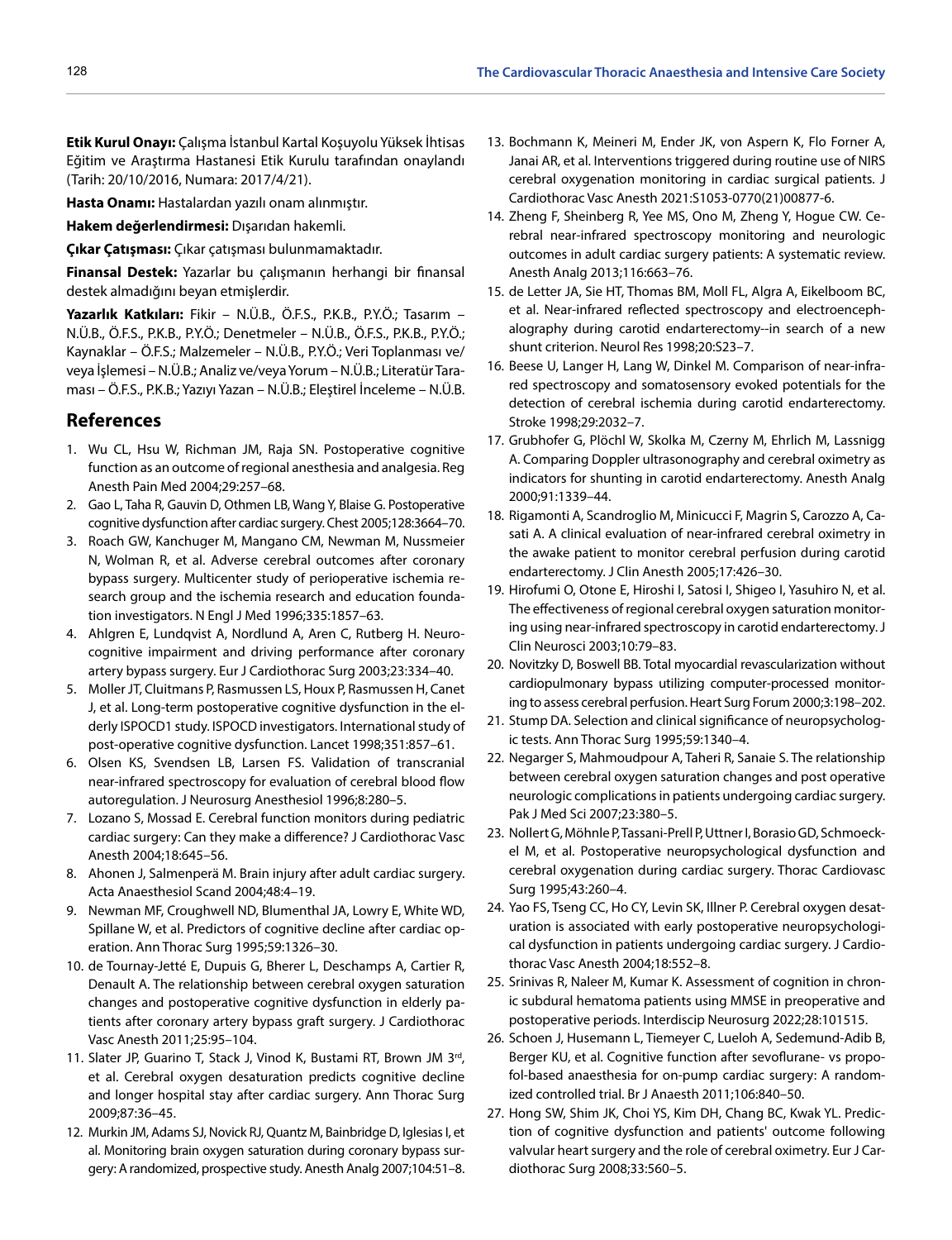**Etik Kurul Onayı:** Çalışma İstanbul Kartal Koşuyolu Yüksek İhtisas Eğitim ve Araştırma Hastanesi Etik Kurulu tarafından onaylandı (Tarih: 20/10/2016, Numara: 2017/4/21).

**Hasta Onamı:** Hastalardan yazılı onam alınmıştır.

**Hakem değerlendirmesi:** Dışarıdan hakemli.

**Çıkar Çatışması:** Çıkar çatışması bulunmamaktadır.

**Finansal Destek:** Yazarlar bu çalışmanın herhangi bir finansal destek almadığını beyan etmişlerdir.

**Yazarlık Katkıları:** Fikir – N.Ü.B., Ö.F.S., P.K.B., P.Y.Ö.; Tasarım – N.Ü.B., Ö.F.S., P.K.B., P.Y.Ö.; Denetmeler – N.Ü.B., Ö.F.S., P.K.B., P.Y.Ö.; Kaynaklar – Ö.F.S.; Malzemeler – N.Ü.B., P.Y.Ö.; Veri Toplanması ve/veya İşlemesi – N.Ü.B.; Analiz ve/veya Yorum – N.Ü.B.; Literatür Taraması – Ö.F.S., P.K.B.; Yazıyı Yazan – N.Ü.B.; Eleştirel İnceleme – N.Ü.B.

## References

1. Wu CL, Hsu W, Richman JM, Raja SN. Postoperative cognitive function as an outcome of regional anesthesia and analgesia. Reg Anesth Pain Med 2004;29:257–68.
2. Gao L, Taha R, Gauvin D, Othmen LB, Wang Y, Blaise G. Postoperative cognitive dysfunction after cardiac surgery. Chest 2005;128:3664–70.
3. Roach GW, Kanchuger M, Mangano CM, Newman M, Nussmeier N, Wolman R, et al. Adverse cerebral outcomes after coronary bypass surgery. Multicenter study of perioperative ischemia research group and the ischemia research and education foundation investigators. N Engl J Med 1996;335:1857–63.
4. Ahlgren E, Lundqvist A, Nordlund A, Aren C, Rutberg H. Neurocognitive impairment and driving performance after coronary artery bypass surgery. Eur J Cardiothorac Surg 2003;23:334–40.
5. Moller JT, Cluitmans P, Rasmussen LS, Houx P, Rasmussen H, Canet J, et al. Long-term postoperative cognitive dysfunction in the elderly ISPOCD1 study. ISPOCD investigators. International study of post-operative cognitive dysfunction. Lancet 1998;351:857–61.
6. Olsen KS, Svendsen LB, Larsen FS. Validation of transcranial near-infrared spectroscopy for evaluation of cerebral blood flow autoregulation. J Neurosurg Anesthesiol 1996;8:280–5.
7. Lozano S, Mossad E. Cerebral function monitors during pediatric cardiac surgery: Can they make a difference? J Cardiothorac Vasc Anesth 2004;18:645–56.
8. Ahonen J, Salmenperä M. Brain injury after adult cardiac surgery. Acta Anaesthesiol Scand 2004;48:4–19.
9. Newman MF, Croughwell ND, Blumenthal JA, Lowry E, White WD, Spillane W, et al. Predictors of cognitive decline after cardiac operation. Ann Thorac Surg 1995;59:1326–30.
10. de Tournay-Jetté E, Dupuis G, Bherer L, Deschamps A, Cartier R, Denault A. The relationship between cerebral oxygen saturation changes and postoperative cognitive dysfunction in elderly patients after coronary artery bypass graft surgery. J Cardiothorac Vasc Anesth 2011;25:95–104.
11. Slater JP, Guarino T, Stack J, Vinod K, Bustami RT, Brown JM 3rd, et al. Cerebral oxygen desaturation predicts cognitive decline and longer hospital stay after cardiac surgery. Ann Thorac Surg 2009;87:36–45.
12. Murkin JM, Adams SJ, Novick RJ, Quantz M, Bainbridge D, Iglesias I, et al. Monitoring brain oxygen saturation during coronary bypass surgery: A randomized, prospective study. Anesth Analg 2007;104:51–8.
13. Bochmann K, Meineri M, Ender JK, von Aspern K, Flo Forner A, Janai AR, et al. Interventions triggered during routine use of NIRS cerebral oxygenation monitoring in cardiac surgical patients. J Cardiothorac Vasc Anesth 2021:S1053-0770(21)00877-6.
14. Zheng F, Sheinberg R, Yee MS, Ono M, Zheng Y, Hogue CW. Cerebral near-infrared spectroscopy monitoring and neurologic outcomes in adult cardiac surgery patients: A systematic review. Anesth Analg 2013;116:663–76.
15. de Letter JA, Sie HT, Thomas BM, Moll FL, Algra A, Eikelboom BC, et al. Near-infrared reflected spectroscopy and electroencephalography during carotid endarterectomy--in search of a new shunt criterion. Neurol Res 1998;20:S23–7.
16. Beese U, Langer H, Lang W, Dinkel M. Comparison of near-infrared spectroscopy and somatosensory evoked potentials for the detection of cerebral ischemia during carotid endarterectomy. Stroke 1998;29:2032–7.
17. Grubhofer G, Plöchl W, Skolka M, Czerny M, Ehrlich M, Lassnigg A. Comparing Doppler ultrasonography and cerebral oximetry as indicators for shunting in carotid endarterectomy. Anesth Analg 2000;91:1339–44.
18. Rigamonti A, Scandroglio M, Minicucci F, Magrin S, Carozzo A, Casati A. A clinical evaluation of near-infrared cerebral oximetry in the awake patient to monitor cerebral perfusion during carotid endarterectomy. J Clin Anesth 2005;17:426–30.
19. Hirofumi O, Otone E, Hiroshi I, Satosi I, Shigeo I, Yasuhiro N, et al. The effectiveness of regional cerebral oxygen saturation monitoring using near-infrared spectroscopy in carotid endarterectomy. J Clin Neurosci 2003;10:79–83.
20. Novitzky D, Boswell BB. Total myocardial revascularization without cardiopulmonary bypass utilizing computer-processed monitoring to assess cerebral perfusion. Heart Surg Forum 2000;3:198–202.
21. Stump DA. Selection and clinical significance of neuropsychologic tests. Ann Thorac Surg 1995;59:1340–4.
22. Negarger S, Mahmoudpour A, Taheri R, Sanaie S. The relationship between cerebral oxygen saturation changes and post operative neurologic complications in patients undergoing cardiac surgery. Pak J Med Sci 2007;23:380–5.
23. Nollert G, Möhnle P, Tassani-Prell P, Uttner I, Borasio GD, Schmoeckel M, et al. Postoperative neuropsychological dysfunction and cerebral oxygenation during cardiac surgery. Thorac Cardiovasc Surg 1995;43:260–4.
24. Yao FS, Tseng CC, Ho CY, Levin SK, Illner P. Cerebral oxygen desaturation is associated with early postoperative neuropsychological dysfunction in patients undergoing cardiac surgery. J Cardiothorac Vasc Anesth 2004;18:552–8.
25. Srinivas R, Naleer M, Kumar K. Assessment of cognition in chronic subdural hematoma patients using MMSE in preoperative and postoperative periods. Interdiscip Neurosurg 2022;28:101515.
26. Schoen J, Husemann L, Tiemeyer C, Lueloh A, Sedemund-Adib B, Berger KU, et al. Cognitive function after sevoflurane- vs propofol-based anaesthesia for on-pump cardiac surgery: A randomized controlled trial. Br J Anaesth 2011;106:840–50.
27. Hong SW, Shim JK, Choi YS, Kim DH, Chang BC, Kwak YL. Prediction of cognitive dysfunction and patients' outcome following valvular heart surgery and the role of cerebral oximetry. Eur J Cardiothorac Surg 2008;33:560–5.